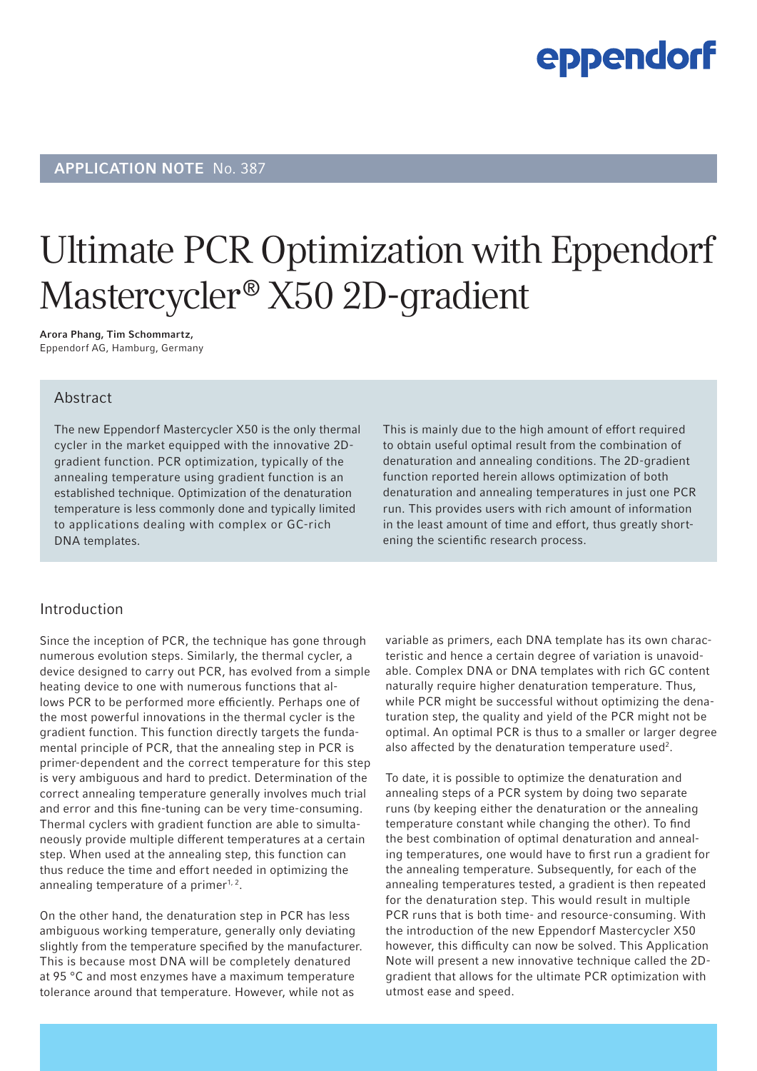APPLICATION NOTE No. 387

# Ultimate PCR Optimization with Eppendorf Mastercycler® X50 2D-gradient

**Arora Phang, Tim Schommartz,**
Eppendorf AG, Hamburg, Germany

## Abstract

The new Eppendorf Mastercycler X50 is the only thermal cycler in the market equipped with the innovative 2D-gradient function. PCR optimization, typically of the annealing temperature using gradient function is an established technique. Optimization of the denaturation temperature is less commonly done and typically limited to applications dealing with complex or GC-rich DNA templates.

This is mainly due to the high amount of effort required to obtain useful optimal result from the combination of denaturation and annealing conditions. The 2D-gradient function reported herein allows optimization of both denaturation and annealing temperatures in just one PCR run. This provides users with rich amount of information in the least amount of time and effort, thus greatly shortening the scientific research process.

## Introduction

Since the inception of PCR, the technique has gone through numerous evolution steps. Similarly, the thermal cycler, a device designed to carry out PCR, has evolved from a simple heating device to one with numerous functions that allows PCR to be performed more efficiently. Perhaps one of the most powerful innovations in the thermal cycler is the gradient function. This function directly targets the fundamental principle of PCR, that the annealing step in PCR is primer-dependent and the correct temperature for this step is very ambiguous and hard to predict. Determination of the correct annealing temperature generally involves much trial and error and this fine-tuning can be very time-consuming. Thermal cyclers with gradient function are able to simultaneously provide multiple different temperatures at a certain step. When used at the annealing step, this function can thus reduce the time and effort needed in optimizing the annealing temperature of a primer[1, 2].

On the other hand, the denaturation step in PCR has less ambiguous working temperature, generally only deviating slightly from the temperature specified by the manufacturer. This is because most DNA will be completely denatured at 95 °C and most enzymes have a maximum temperature tolerance around that temperature. However, while not as variable as primers, each DNA template has its own characteristic and hence a certain degree of variation is unavoidable. Complex DNA or DNA templates with rich GC content naturally require higher denaturation temperature. Thus, while PCR might be successful without optimizing the denaturation step, the quality and yield of the PCR might not be optimal. An optimal PCR is thus to a smaller or larger degree also affected by the denaturation temperature used[2].

To date, it is possible to optimize the denaturation and annealing steps of a PCR system by doing two separate runs (by keeping either the denaturation or the annealing temperature constant while changing the other). To find the best combination of optimal denaturation and annealing temperatures, one would have to first run a gradient for the annealing temperature. Subsequently, for each of the annealing temperatures tested, a gradient is then repeated for the denaturation step. This would result in multiple PCR runs that is both time- and resource-consuming. With the introduction of the new Eppendorf Mastercycler X50 however, this difficulty can now be solved. This Application Note will present a new innovative technique called the 2D-gradient that allows for the ultimate PCR optimization with utmost ease and speed.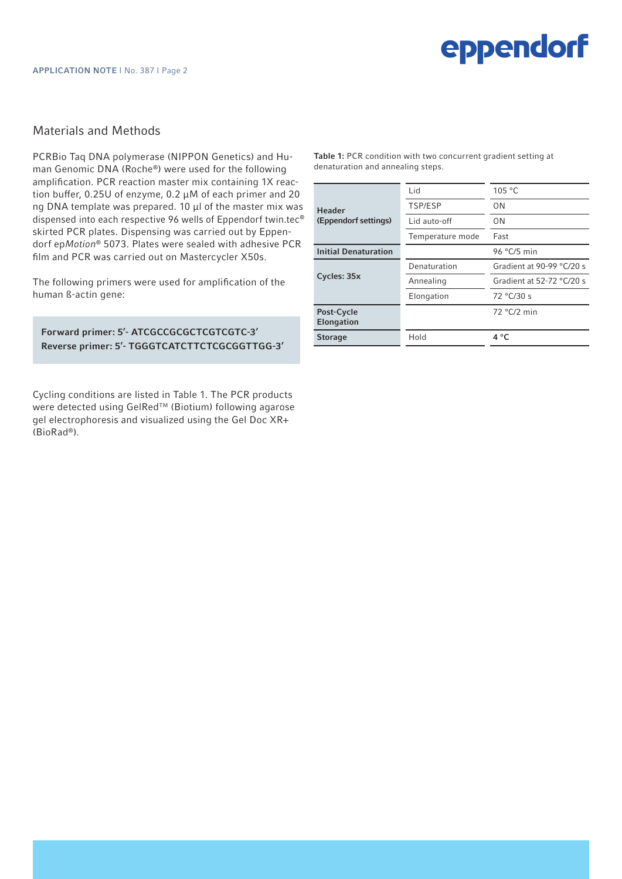## Materials and Methods

PCRBio Taq DNA polymerase (NIPPON Genetics) and Human Genomic DNA (Roche®) were used for the following amplification. PCR reaction master mix containing 1X reaction buffer, 0.25U of enzyme, 0.2 µM of each primer and 20 ng DNA template was prepared. 10 µl of the master mix was dispensed into each respective 96 wells of Eppendorf twin.tec® skirted PCR plates. Dispensing was carried out by Eppendorf ep*Motion*® 5073. Plates were sealed with adhesive PCR film and PCR was carried out on Mastercycler X50s.

The following primers were used for amplification of the human ß-actin gene:

**Forward primer: 5'- ATCGCCGCGCTCGTCGTC-3'**
**Reverse primer: 5'- TGGGTCATCTTCTCGCGGTTGG-3'**

Cycling conditions are listed in Table 1. The PCR products were detected using GelRed™ (Biotium) following agarose gel electrophoresis and visualized using the Gel Doc XR+ (BioRad®).

**Table 1:** PCR condition with two concurrent gradient setting at denaturation and annealing steps.

| | | |
|---|---|---|
| **Header (Eppendorf settings)** | Lid | 105 °C |
| | TSP/ESP | ON |
| | Lid auto-off | ON |
| | Temperature mode | Fast |
| **Initial Denaturation** | | 96 °C/5 min |
| **Cycles: 35x** | Denaturation | Gradient at 90-99 °C/20 s |
| | Annealing | Gradient at 52-72 °C/20 s |
| | Elongation | 72 °C/30 s |
| **Post-Cycle Elongation** | | 72 °C/2 min |
| **Storage** | Hold | **4 °C** |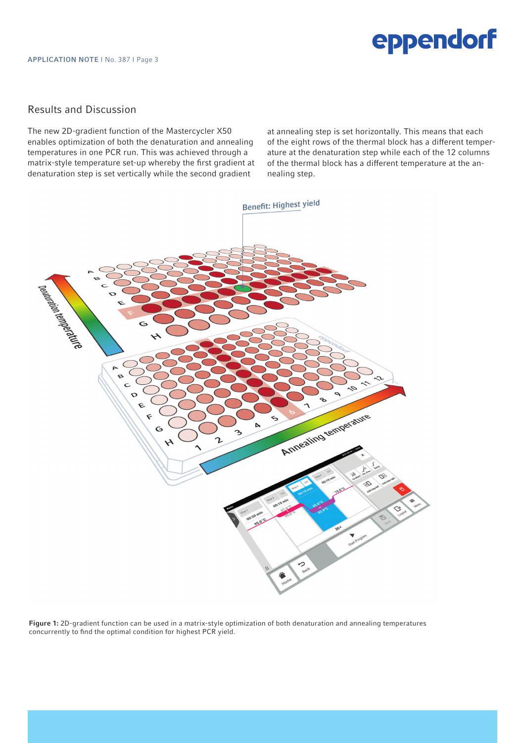## Results and Discussion

The new 2D-gradient function of the Mastercycler X50 enables optimization of both the denaturation and annealing temperatures in one PCR run. This was achieved through a matrix-style temperature set-up whereby the first gradient at denaturation step is set vertically while the second gradient at annealing step is set horizontally. This means that each of the eight rows of the thermal block has a different temperature at the denaturation step while each of the 12 columns of the thermal block has a different temperature at the annealing step.

**Figure 1:** 2D-gradient function can be used in a matrix-style optimization of both denaturation and annealing temperatures concurrently to find the optimal condition for highest PCR yield.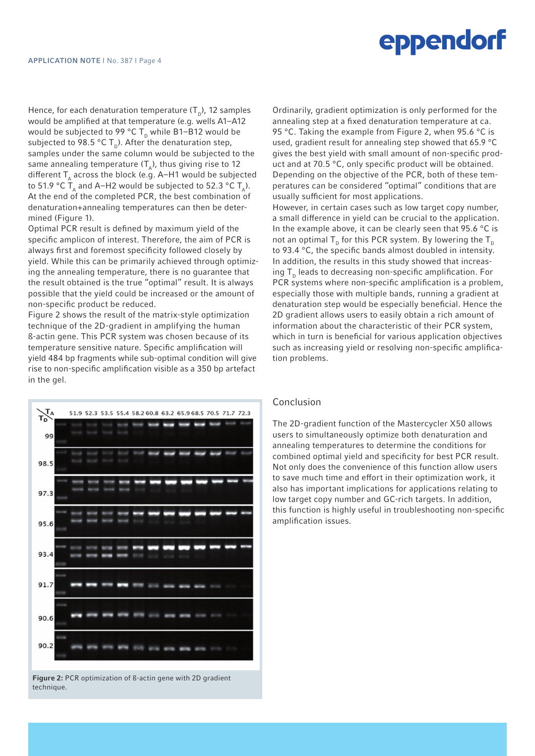Hence, for each denaturation temperature ($T_D$), 12 samples would be amplified at that temperature (e.g. wells A1–A12 would be subjected to 99 °C $T_D$ while B1–B12 would be subjected to 98.5 °C $T_D$). After the denaturation step, samples under the same column would be subjected to the same annealing temperature ($T_A$), thus giving rise to 12 different $T_A$ across the block (e.g. A–H1 would be subjected to 51.9 °C $T_A$ and A–H2 would be subjected to 52.3 °C $T_A$). At the end of the completed PCR, the best combination of denaturation+annealing temperatures can then be determined (Figure 1).

Optimal PCR result is defined by maximum yield of the specific amplicon of interest. Therefore, the aim of PCR is always first and foremost specificity followed closely by yield. While this can be primarily achieved through optimizing the annealing temperature, there is no guarantee that the result obtained is the true "optimal" result. It is always possible that the yield could be increased or the amount of non-specific product be reduced.

Figure 2 shows the result of the matrix-style optimization technique of the 2D-gradient in amplifying the human ß-actin gene. This PCR system was chosen because of its temperature sensitive nature. Specific amplification will yield 484 bp fragments while sub-optimal condition will give rise to non-specific amplification visible as a 350 bp artefact in the gel.

**Figure 2:** PCR optimization of ß-actin gene with 2D gradient technique.

Ordinarily, gradient optimization is only performed for the annealing step at a fixed denaturation temperature at ca. 95 °C. Taking the example from Figure 2, when 95.6 °C is used, gradient result for annealing step showed that 65.9 °C gives the best yield with small amount of non-specific product and at 70.5 °C, only specific product will be obtained. Depending on the objective of the PCR, both of these temperatures can be considered "optimal" conditions that are usually sufficient for most applications.

However, in certain cases such as low target copy number, a small difference in yield can be crucial to the application. In the example above, it can be clearly seen that 95.6 °C is not an optimal $T_D$ for this PCR system. By lowering the $T_D$ to 93.4 °C, the specific bands almost doubled in intensity. In addition, the results in this study showed that increasing $T_D$ leads to decreasing non-specific amplification. For PCR systems where non-specific amplification is a problem, especially those with multiple bands, running a gradient at denaturation step would be especially beneficial. Hence the 2D gradient allows users to easily obtain a rich amount of information about the characteristic of their PCR system, which in turn is beneficial for various application objectives such as increasing yield or resolving non-specific amplification problems.

## Conclusion

The 2D-gradient function of the Mastercycler X50 allows users to simultaneously optimize both denaturation and annealing temperatures to determine the conditions for combined optimal yield and specificity for best PCR result. Not only does the convenience of this function allow users to save much time and effort in their optimization work, it also has important implications for applications relating to low target copy number and GC-rich targets. In addition, this function is highly useful in troubleshooting non-specific amplification issues.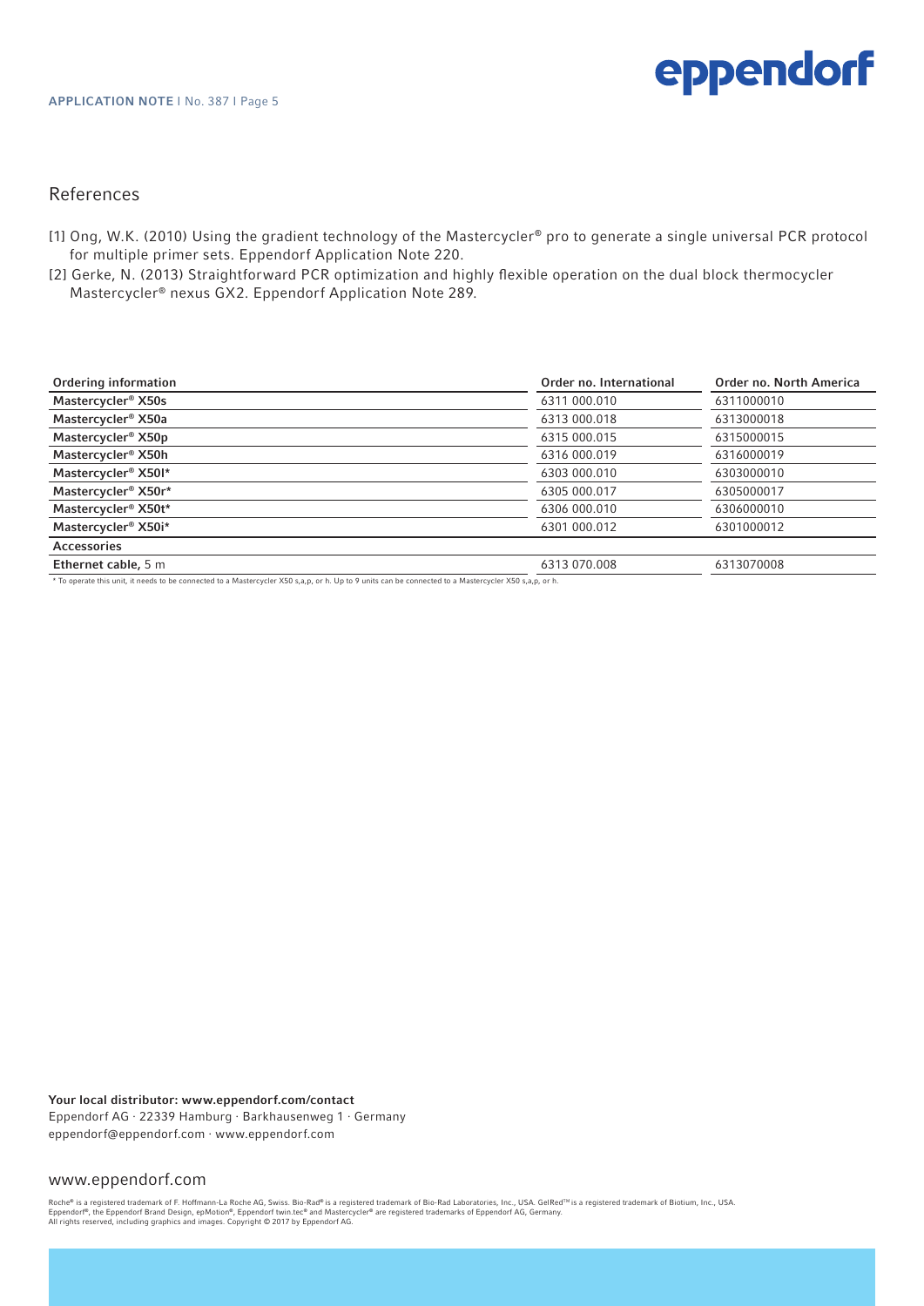## References

[1] Ong, W.K. (2010) Using the gradient technology of the Mastercycler® pro to generate a single universal PCR protocol for multiple primer sets. Eppendorf Application Note 220.

[2] Gerke, N. (2013) Straightforward PCR optimization and highly flexible operation on the dual block thermocycler Mastercycler® nexus GX2. Eppendorf Application Note 289.

| Ordering information | Order no. International | Order no. North America |
|---|---|---|
| **Mastercycler® X50s** | 6311 000.010 | 6311000010 |
| **Mastercycler® X50a** | 6313 000.018 | 6313000018 |
| **Mastercycler® X50p** | 6315 000.015 | 6315000015 |
| **Mastercycler® X50h** | 6316 000.019 | 6316000019 |
| **Mastercycler® X50l*** | 6303 000.010 | 6303000010 |
| **Mastercycler® X50r*** | 6305 000.017 | 6305000017 |
| **Mastercycler® X50t*** | 6306 000.010 | 6306000010 |
| **Mastercycler® X50i*** | 6301 000.012 | 6301000012 |
| **Accessories** | | |
| **Ethernet cable,** 5 m | 6313 070.008 | 6313070008 |

\* To operate this unit, it needs to be connected to a Mastercycler X50 s,a,p, or h. Up to 9 units can be connected to a Mastercycler X50 s,a,p, or h.

**Your local distributor: www.eppendorf.com/contact**
Eppendorf AG · 22339 Hamburg · Barkhausenweg 1 · Germany
eppendorf@eppendorf.com · www.eppendorf.com

www.eppendorf.com

Roche® is a registered trademark of F. Hoffmann-La Roche AG, Swiss. Bio-Rad® is a registered trademark of Bio-Rad Laboratories, Inc., USA. GelRed™ is a registered trademark of Biotium, Inc., USA. Eppendorf®, the Eppendorf Brand Design, epMotion®, Eppendorf twin.tec® and Mastercycler® are registered trademarks of Eppendorf AG, Germany. All rights reserved, including graphics and images. Copyright © 2017 by Eppendorf AG.